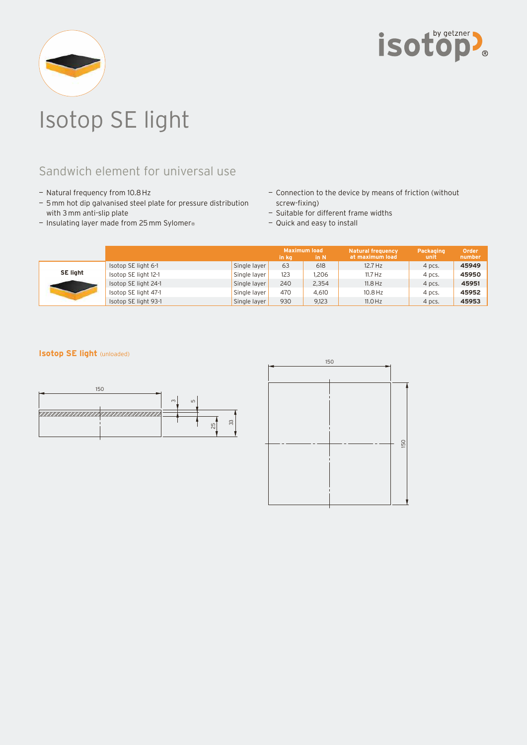# Isotop SE light

## Sandwich element for universal use

- Natural frequency from 10.8 Hz
- 5 mm hot dip galvanised steel plate for pressure distribution with 3 mm anti-slip plate
- Insulating layer made from 25 mm Sylomer®
- Connection to the device by means of friction (without screw-fixing)
- Suitable for different frame widths
- Quick and easy to install

| | | | Maximum load in kg | Maximum load in N | Natural frequency at maximum load | Packaging unit | Order number |
|---|---|---|---|---|---|---|---|
| SE light | Isotop SE light 6-1 | Single layer | 63 | 618 | 12.7 Hz | 4 pcs. | **45949** |
| | Isotop SE light 12-1 | Single layer | 123 | 1,206 | 11.7 Hz | 4 pcs. | **45950** |
| | Isotop SE light 24-1 | Single layer | 240 | 2,354 | 11.8 Hz | 4 pcs. | **45951** |
| | Isotop SE light 47-1 | Single layer | 470 | 4,610 | 10.8 Hz | 4 pcs. | **45952** |
| | Isotop SE light 93-1 | Single layer | 930 | 9,123 | 11.0 Hz | 4 pcs. | **45953** |

**Isotop SE light** (unloaded)

150

3 5 25 33

150

150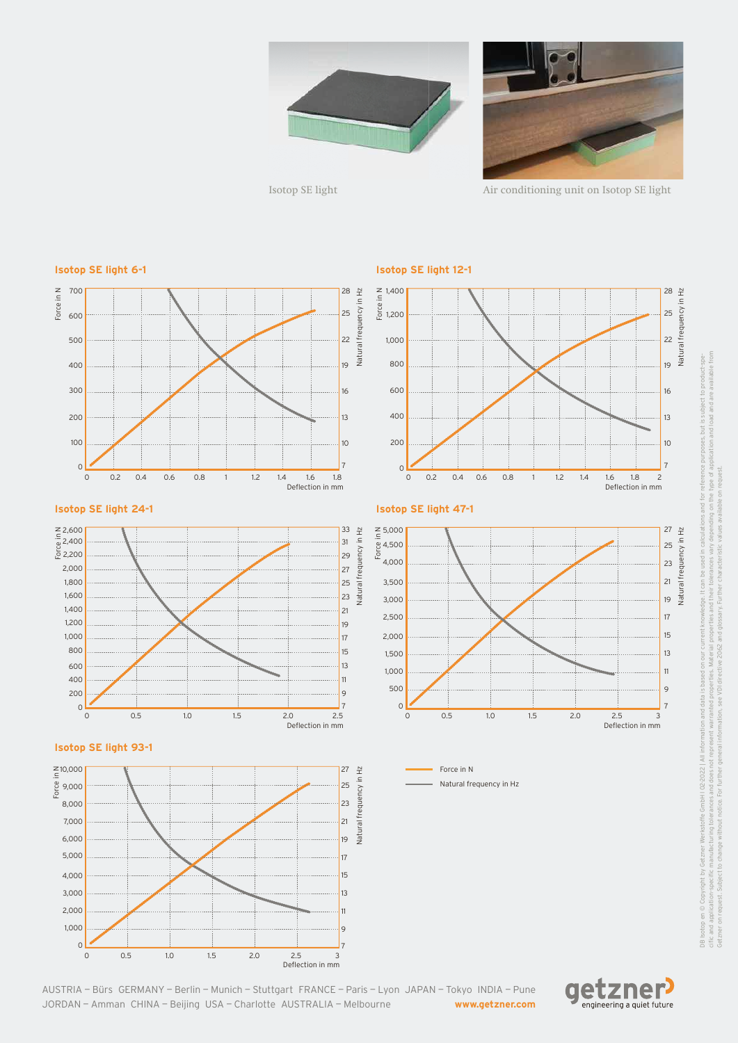Isotop SE light

Air conditioning unit on Isotop SE light

### Isotop SE light 6-1

Force in N
700
600
500
400
300
200
100
0

Natural frequency in Hz
28
25
22
19
16
13
10
7

0 0.2 0.4 0.6 0.8 1 1.2 1.4 1.6 1.8
Deflection in mm

### Isotop SE light 12-1

Force in N
1,400
1,200
1,000
800
600
400
200
0

Natural frequency in Hz
28
25
22
19
16
13
10
7

0 0.2 0.4 0.6 0.8 1 1.2 1.4 1.6 1.8 2
Deflection in mm

### Isotop SE light 24-1

Force in N
2,600
2,400
2,200
2,000
1,800
1,600
1,400
1,200
1,000
800
600
400
200
0

Natural frequency in Hz
33
31
29
27
25
23
21
19
17
15
13
11
9
7

0 0.5 1.0 1.5 2.0 2.5
Deflection in mm

### Isotop SE light 47-1

Force in N
5,000
4,500
4,000
3,500
3,000
2,500
2,000
1,500
1,000
500
0

Natural frequency in Hz
27
25
23
21
19
17
15
13
11
9
7

0 0.5 1.0 1.5 2.0 2.5 3
Deflection in mm

### Isotop SE light 93-1

Force in N
10,000
9,000
8,000
7,000
6,000
5,000
4,000
3,000
2,000
1,000
0

Natural frequency in Hz
27
25
23
21
19
17
15
13
11
9
7

0 0.5 1.0 1.5 2.0 2.5 3
Deflection in mm

Force in N
Natural frequency in Hz

DB Isotop en © Copyright by Getzner Werkstoffe GmbH | 02-2022 | All information and data is based on our current knowledge. It can be used in calculations and for reference purposes, but is subject to product-specific and application-specific manufacturing tolerances and does not represent warranted properties. Material properties and their tolerances vary depending on the type of application and load and are available from Getzner on request. Subject to change without notice. For further general information, see VDI Directive 2062 and glossary. Further characteristic values available on request.

AUSTRIA – Bürs GERMANY – Berlin – Munich – Stuttgart FRANCE – Paris – Lyon JAPAN – Tokyo INDIA – Pune
JORDAN – Amman CHINA – Beijing USA – Charlotte AUSTRALIA – Melbourne **www.getzner.com**

getzner
engineering a quiet future